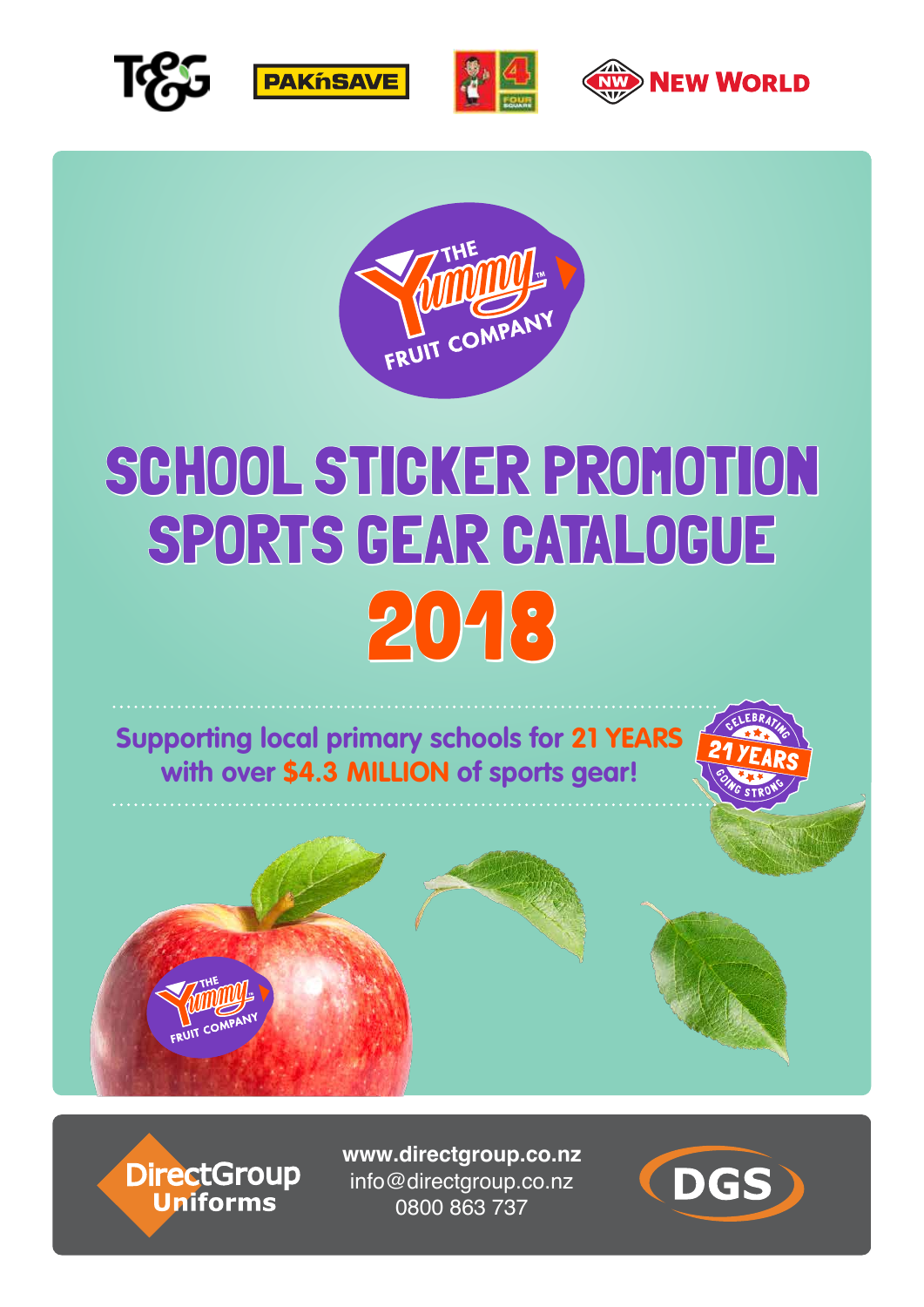T&G PAK'nSAVE FOUR SQUARE NEW WORLD

THE Yummy FRUIT COMPANY

# SCHOOL STICKER PROMOTION SPORTS GEAR CATALOGUE 2018

Supporting local primary schools for **21 YEARS** with over **$4.3 MILLION** of sports gear!

CELEBRATING 21 YEARS GOING STRONG

DirectGroup Uniforms

www.directgroup.co.nz
info@directgroup.co.nz
0800 863 737

DGS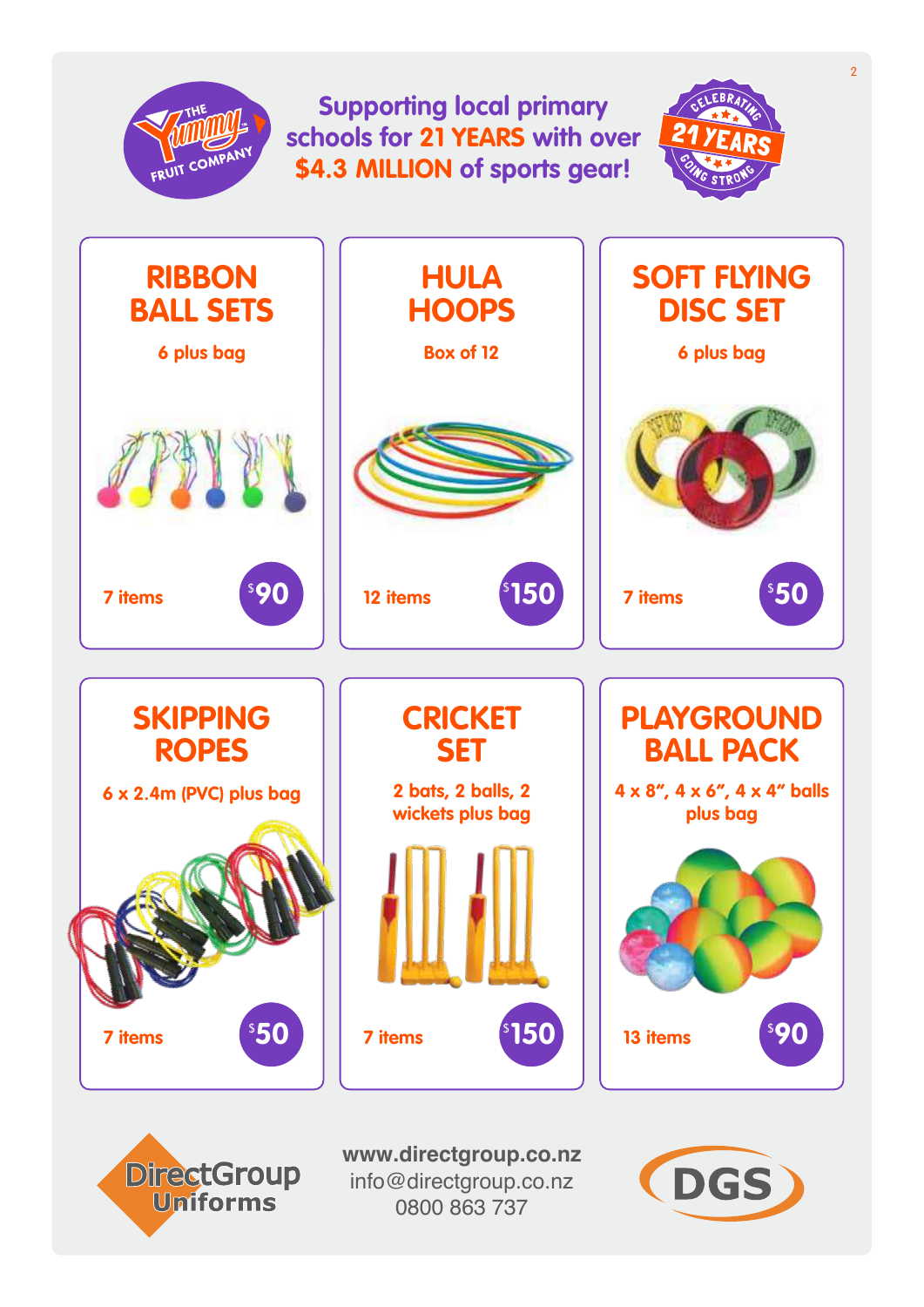The Yummy Fruit Company

**Supporting local primary schools for 21 YEARS with over $4.3 MILLION of sports gear!**

Celebrating 21 Years Going Strong

## RIBBON BALL SETS

6 plus bag

7 items — $90

## HULA HOOPS

Box of 12

12 items — $150

## SOFT FLYING DISC SET

6 plus bag

7 items — $50

## SKIPPING ROPES

6 x 2.4m (PVC) plus bag

7 items — $50

## CRICKET SET

2 bats, 2 balls, 2 wickets plus bag

7 items — $150

## PLAYGROUND BALL PACK

4 x 8", 4 x 6", 4 x 4" balls plus bag

13 items — $90

DirectGroup Uniforms

www.directgroup.co.nz
info@directgroup.co.nz
0800 863 737

DGS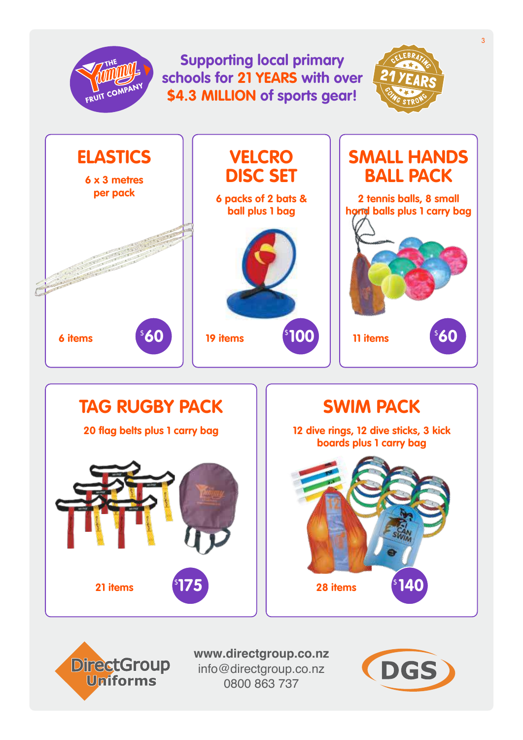Supporting local primary schools for 21 YEARS with over $4.3 MILLION of sports gear!

CELEBRATING 21 YEARS GOING STRONG

## ELASTICS

6 x 3 metres per pack

6 items

$60

## VELCRO DISC SET

6 packs of 2 bats & ball plus 1 bag

19 items

$100

## SMALL HANDS BALL PACK

2 tennis balls, 8 small hand balls plus 1 carry bag

11 items

$60

## TAG RUGBY PACK

20 flag belts plus 1 carry bag

21 items

$175

## SWIM PACK

12 dive rings, 12 dive sticks, 3 kick boards plus 1 carry bag

28 items

$140

DirectGroup Uniforms

www.directgroup.co.nz
info@directgroup.co.nz
0800 863 737

DGS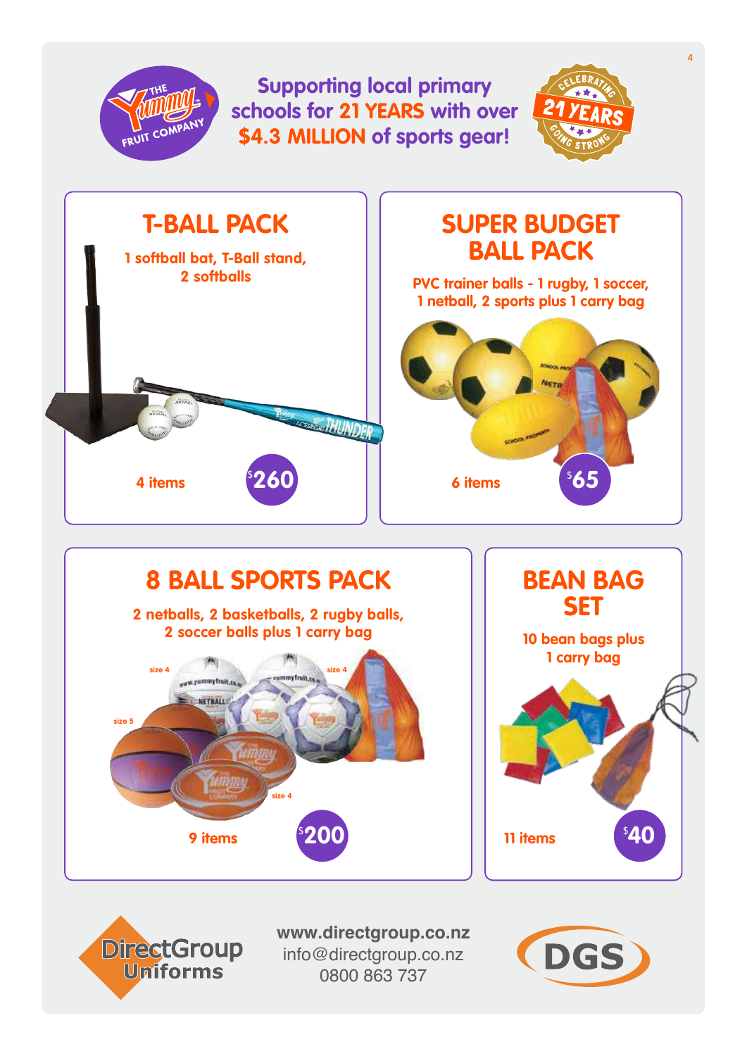THE Yummy FRUIT COMPANY

**Supporting local primary schools for 21 YEARS with over $4.3 MILLION of sports gear!**

CELEBRATING 21 YEARS GOING STRONG

## T-BALL PACK

1 softball bat, T-Ball stand, 2 softballs

4 items — $260

## SUPER BUDGET BALL PACK

PVC trainer balls - 1 rugby, 1 soccer, 1 netball, 2 sports plus 1 carry bag

6 items — $65

## 8 BALL SPORTS PACK

2 netballs, 2 basketballs, 2 rugby balls, 2 soccer balls plus 1 carry bag

size 4, size 4, size 5, size 4

9 items — $200

## BEAN BAG SET

10 bean bags plus 1 carry bag

11 items — $40

DirectGroup Uniforms

www.directgroup.co.nz
info@directgroup.co.nz
0800 863 737

DGS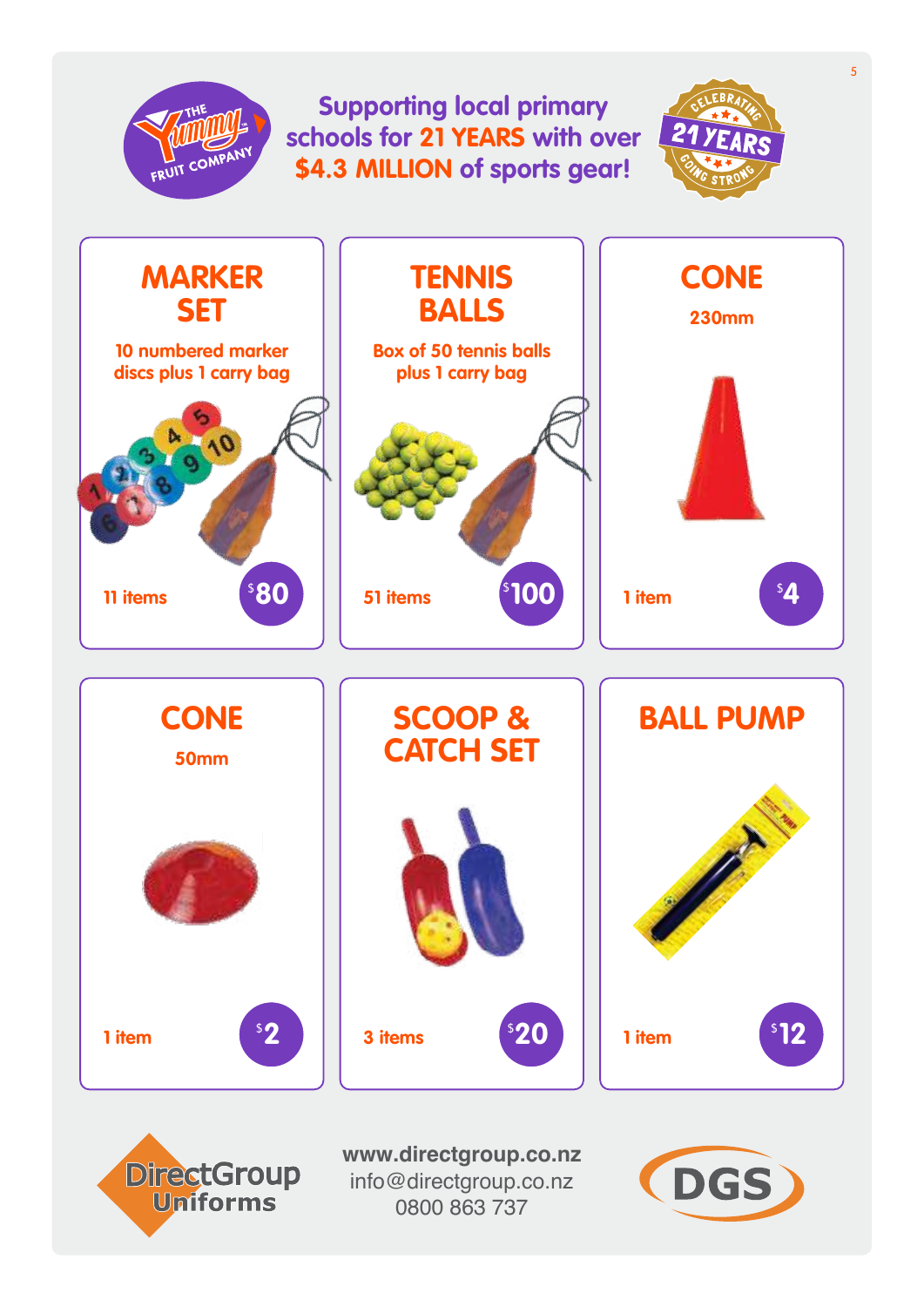THE Yummy FRUIT COMPANY

**Supporting local primary schools for 21 YEARS with over $4.3 MILLION of sports gear!**

CELEBRATING 21 YEARS GOING STRONG

## MARKER SET

10 numbered marker discs plus 1 carry bag

11 items — $80

## TENNIS BALLS

Box of 50 tennis balls plus 1 carry bag

51 items — $100

## CONE

230mm

1 item — $4

## CONE

50mm

1 item — $2

## SCOOP & CATCH SET

3 items — $20

## BALL PUMP

1 item — $12

DirectGroup Uniforms

www.directgroup.co.nz
info@directgroup.co.nz
0800 863 737

DGS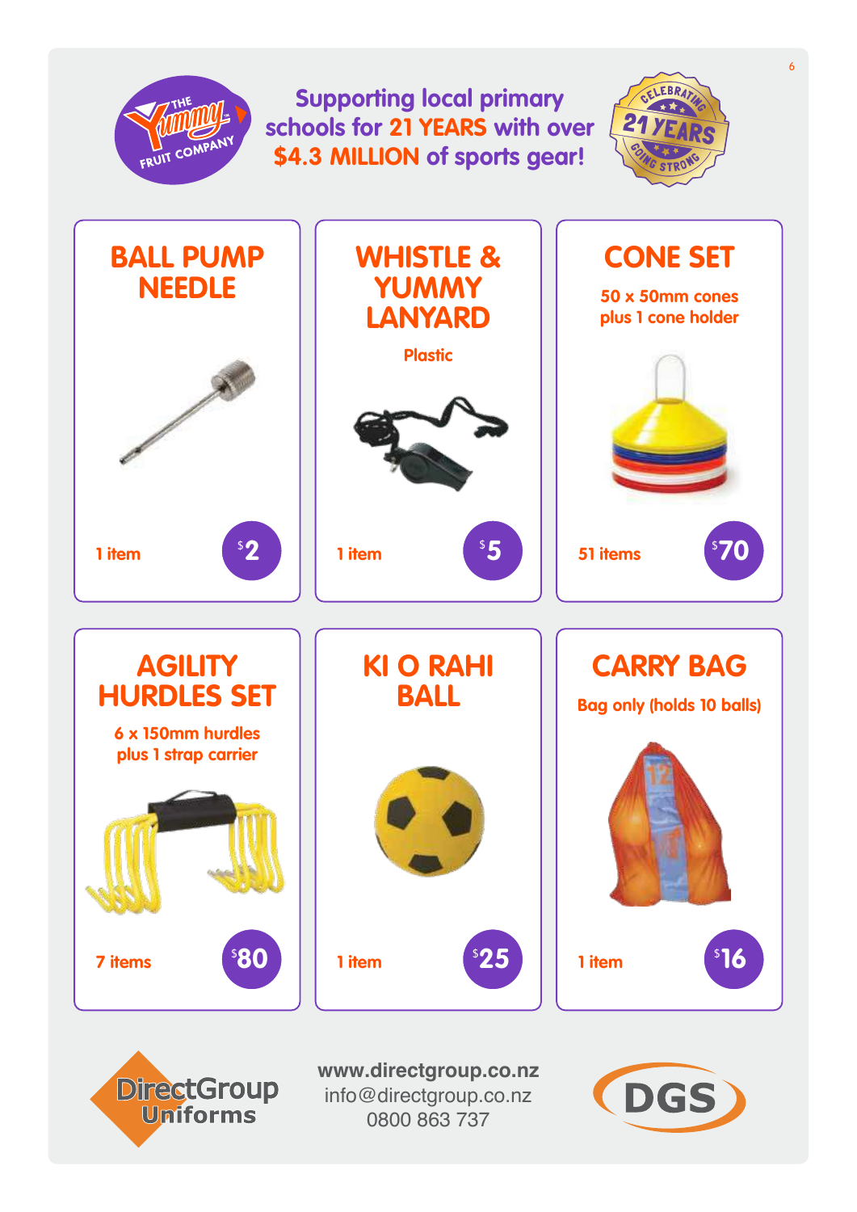Supporting local primary schools for 21 YEARS with over $4.3 MILLION of sports gear!

## BALL PUMP NEEDLE

1 item — $2

## WHISTLE & YUMMY LANYARD

Plastic

1 item — $5

## CONE SET

50 x 50mm cones plus 1 cone holder

51 items — $70

## AGILITY HURDLES SET

6 x 150mm hurdles plus 1 strap carrier

7 items — $80

## KI O RAHI BALL

1 item — $25

## CARRY BAG

Bag only (holds 10 balls)

1 item — $16

DirectGroup Uniforms

www.directgroup.co.nz
info@directgroup.co.nz
0800 863 737

DGS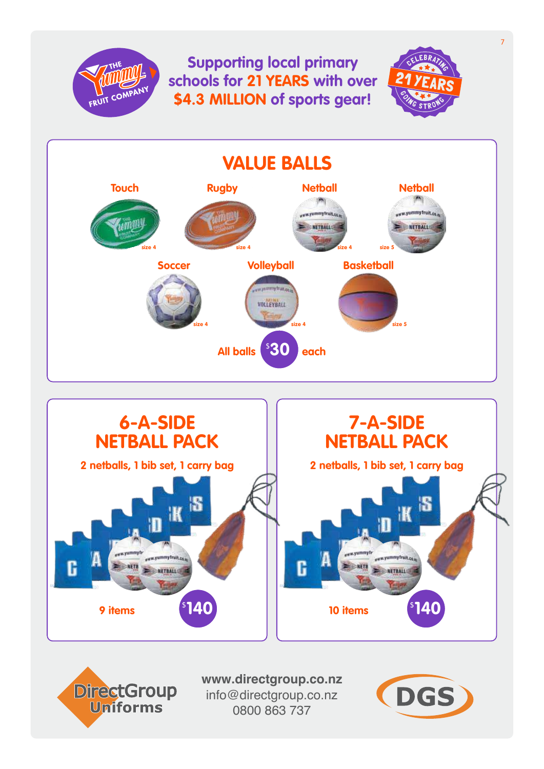Supporting local primary schools for 21 YEARS with over $4.3 MILLION of sports gear!

CELEBRATING 21 YEARS GOING STRONG

## VALUE BALLS

- Touch (size 4)
- Rugby (size 4)
- Netball (size 4)
- Netball (size 5)
- Soccer (size 4)
- Volleyball (size 4)
- Basketball (size 5)

All balls $30 each

## 6-A-SIDE NETBALL PACK

2 netballs, 1 bib set, 1 carry bag

9 items — $140

## 7-A-SIDE NETBALL PACK

2 netballs, 1 bib set, 1 carry bag

10 items — $140

DirectGroup Uniforms

www.directgroup.co.nz
info@directgroup.co.nz
0800 863 737

DGS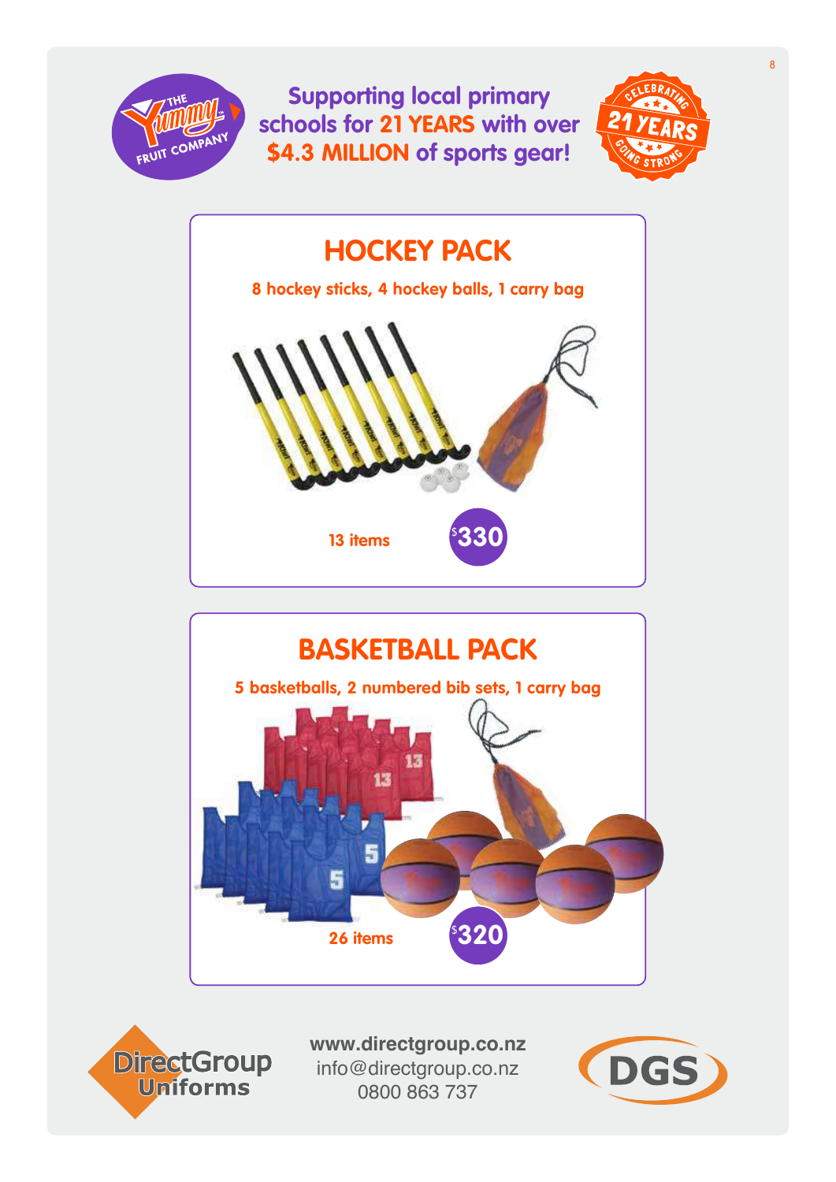Supporting local primary schools for 21 YEARS with over $4.3 MILLION of sports gear!

## HOCKEY PACK

8 hockey sticks, 4 hockey balls, 1 carry bag

13 items

$330

## BASKETBALL PACK

5 basketballs, 2 numbered bib sets, 1 carry bag

26 items

$320

www.directgroup.co.nz
info@directgroup.co.nz
0800 863 737